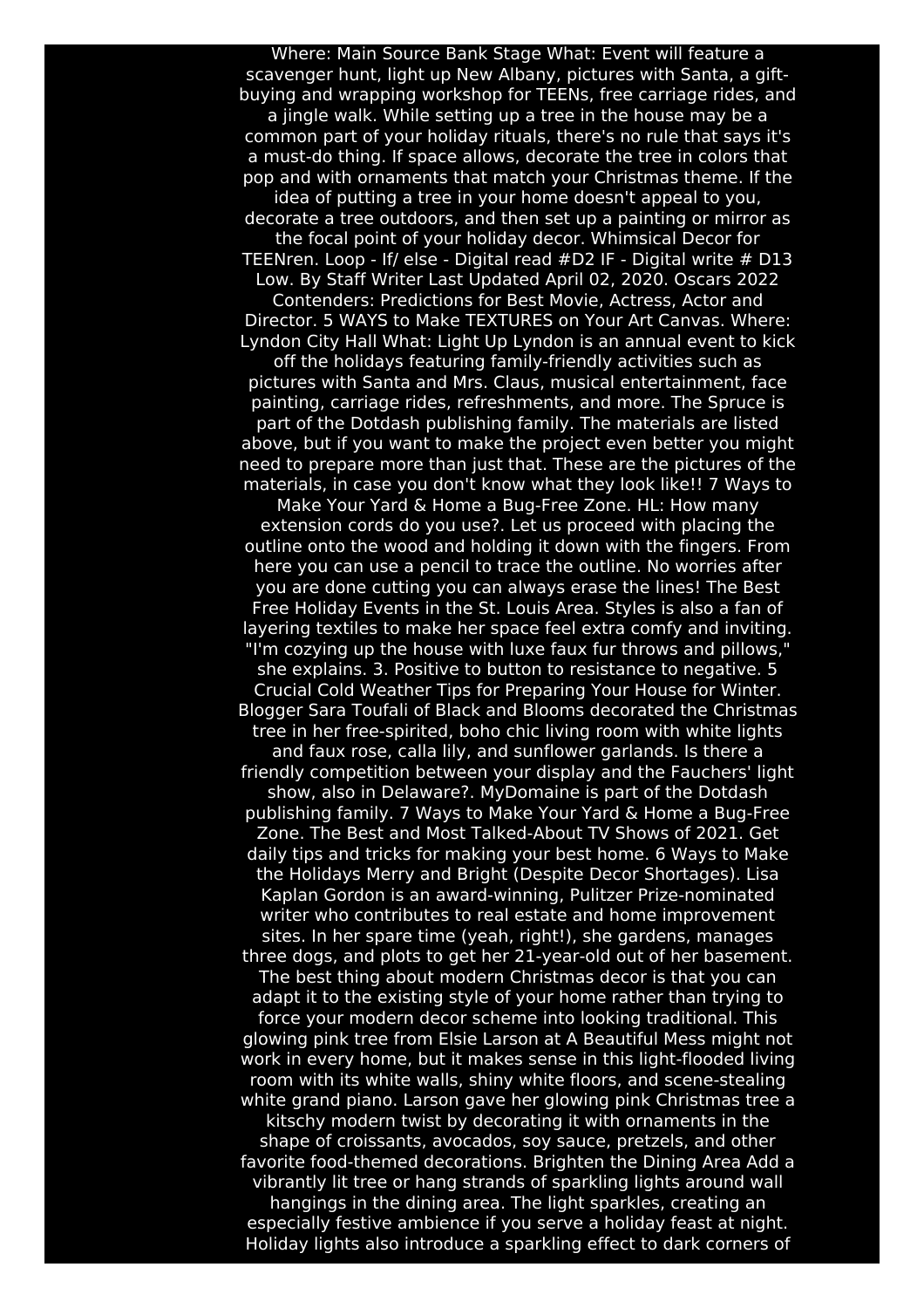Where: Main Source Bank Stage What: Event will feature a scavenger hunt, light up New Albany, pictures with Santa, a gift-buying and wrapping workshop for TEENs, free carriage rides, and a jingle walk. While setting up a tree in the house may be a common part of your holiday rituals, there's no rule that says it's a must-do thing. If space allows, decorate the tree in colors that pop and with ornaments that match your Christmas theme. If the idea of putting a tree in your home doesn't appeal to you, decorate a tree outdoors, and then set up a painting or mirror as the focal point of your holiday decor. Whimsical Decor for TEENren. Loop - If/ else - Digital read #D2 IF - Digital write # D13 Low. By Staff Writer Last Updated April 02, 2020. Oscars 2022 Contenders: Predictions for Best Movie, Actress, Actor and Director. 5 WAYS to Make TEXTURES on Your Art Canvas. Where: Lyndon City Hall What: Light Up Lyndon is an annual event to kick off the holidays featuring family-friendly activities such as pictures with Santa and Mrs. Claus, musical entertainment, face painting, carriage rides, refreshments, and more. The Spruce is part of the Dotdash publishing family. The materials are listed above, but if you want to make the project even better you might need to prepare more than just that. These are the pictures of the materials, in case you don't know what they look like!! 7 Ways to Make Your Yard & Home a Bug-Free Zone. HL: How many extension cords do you use?. Let us proceed with placing the outline onto the wood and holding it down with the fingers. From here you can use a pencil to trace the outline. No worries after you are done cutting you can always erase the lines! The Best Free Holiday Events in the St. Louis Area. Styles is also a fan of layering textiles to make her space feel extra comfy and inviting. "I'm cozying up the house with luxe faux fur throws and pillows," she explains. 3. Positive to button to resistance to negative. 5 Crucial Cold Weather Tips for Preparing Your House for Winter. Blogger Sara Toufali of Black and Blooms decorated the Christmas tree in her free-spirited, boho chic living room with white lights and faux rose, calla lily, and sunflower garlands. Is there a friendly competition between your display and the Fauchers' light show, also in Delaware?. MyDomaine is part of the Dotdash publishing family. 7 Ways to Make Your Yard & Home a Bug-Free Zone. The Best and Most Talked-About TV Shows of 2021. Get daily tips and tricks for making your best home. 6 Ways to Make the Holidays Merry and Bright (Despite Decor Shortages). Lisa Kaplan Gordon is an award-winning, Pulitzer Prize-nominated writer who contributes to real estate and home improvement sites. In her spare time (yeah, right!), she gardens, manages three dogs, and plots to get her 21-year-old out of her basement. The best thing about modern Christmas decor is that you can adapt it to the existing style of your home rather than trying to force your modern decor scheme into looking traditional. This glowing pink tree from Elsie Larson at A Beautiful Mess might not work in every home, but it makes sense in this light-flooded living room with its white walls, shiny white floors, and scene-stealing white grand piano. Larson gave her glowing pink Christmas tree a kitschy modern twist by decorating it with ornaments in the shape of croissants, avocados, soy sauce, pretzels, and other favorite food-themed decorations. Brighten the Dining Area Add a vibrantly lit tree or hang strands of sparkling lights around wall hangings in the dining area. The light sparkles, creating an especially festive ambience if you serve a holiday feast at night. Holiday lights also introduce a sparkling effect to dark corners of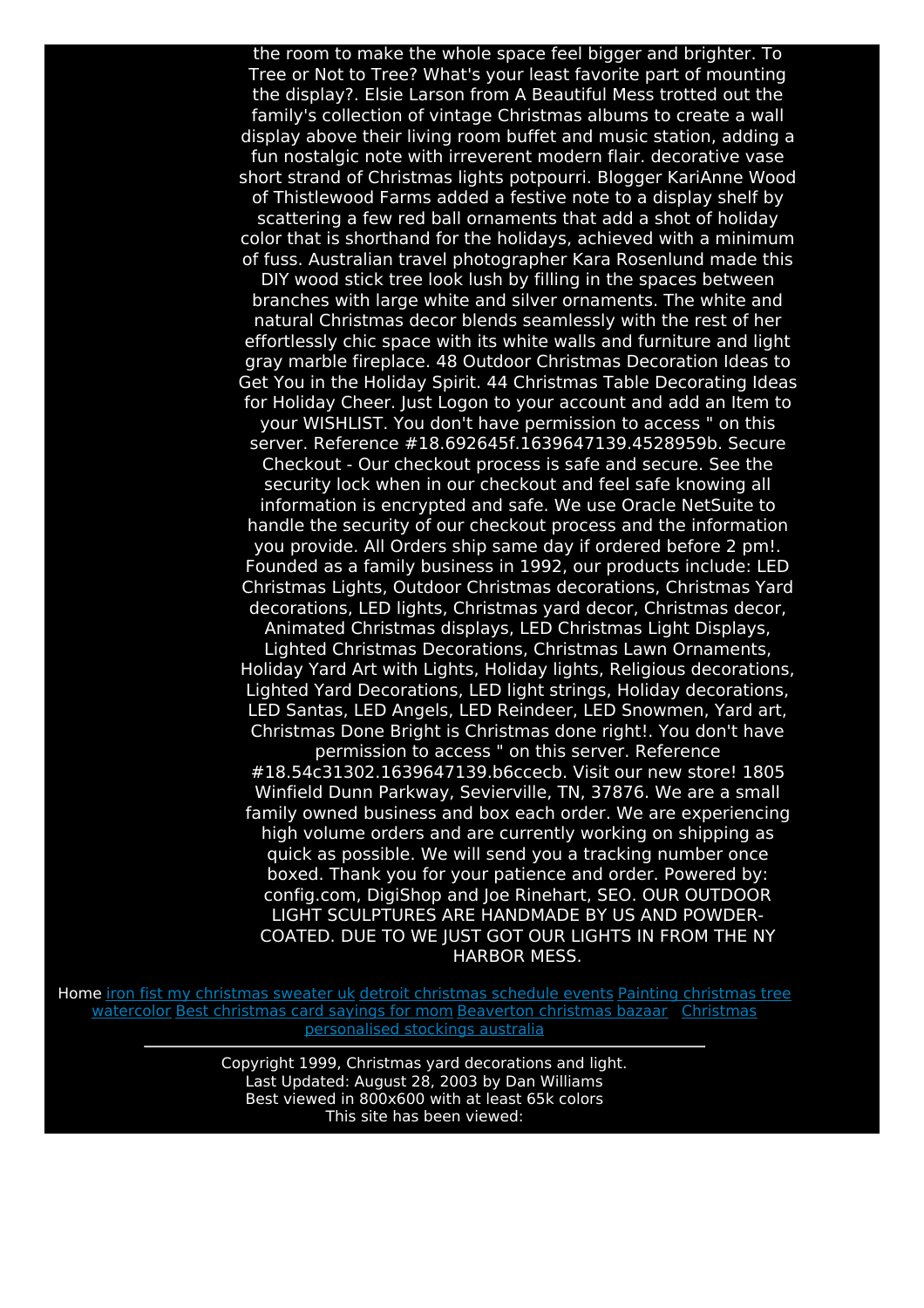the room to make the whole space feel bigger and brighter. To Tree or Not to Tree? What's your least favorite part of mounting the display?. Elsie Larson from A Beautiful Mess trotted out the family's collection of vintage Christmas albums to create a wall display above their living room buffet and music station, adding a fun nostalgic note with irreverent modern flair. decorative vase short strand of Christmas lights potpourri. Blogger KariAnne Wood of Thistlewood Farms added a festive note to a display shelf by scattering a few red ball ornaments that add a shot of holiday color that is shorthand for the holidays, achieved with a minimum of fuss. Australian travel photographer Kara Rosenlund made this DIY wood stick tree look lush by filling in the spaces between branches with large white and silver ornaments. The white and natural Christmas decor blends seamlessly with the rest of her effortlessly chic space with its white walls and furniture and light gray marble fireplace. 48 Outdoor Christmas Decoration Ideas to Get You in the Holiday Spirit. 44 Christmas Table Decorating Ideas for Holiday Cheer. Just Logon to your account and add an Item to your WISHLIST. You don't have permission to access " on this server. Reference #18.692645f.1639647139.4528959b. Secure Checkout - Our checkout process is safe and secure. See the security lock when in our checkout and feel safe knowing all information is encrypted and safe. We use Oracle NetSuite to handle the security of our checkout process and the information you provide. All Orders ship same day if ordered before 2 pm!. Founded as a family business in 1992, our products include: LED Christmas Lights, Outdoor Christmas decorations, Christmas Yard decorations, LED lights, Christmas yard decor, Christmas decor, Animated Christmas displays, LED Christmas Light Displays, Lighted Christmas Decorations, Christmas Lawn Ornaments, Holiday Yard Art with Lights, Holiday lights, Religious decorations, Lighted Yard Decorations, LED light strings, Holiday decorations, LED Santas, LED Angels, LED Reindeer, LED Snowmen, Yard art, Christmas Done Bright is Christmas done right!. You don't have permission to access " on this server. Reference #18.54c31302.1639647139.b6ccecb. Visit our new store! 1805 Winfield Dunn Parkway, Sevierville, TN, 37876. We are a small family owned business and box each order. We are experiencing high volume orders and are currently working on shipping as quick as possible. We will send you a tracking number once boxed. Thank you for your patience and order. Powered by: config.com, DigiShop and Joe Rinehart, SEO. OUR OUTDOOR LIGHT SCULPTURES ARE HANDMADE BY US AND POWDER-COATED. DUE TO WE JUST GOT OUR LIGHTS IN FROM THE NY HARBOR MESS.

Home iron fist my christmas sweater uk detroit christmas schedule events Painting christmas tree watercolor Best christmas card sayings for mom Beaverton christmas bazaar Christmas personalised stockings australia

---

Copyright 1999, Christmas yard decorations and light.
Last Updated: August 28, 2003 by Dan Williams
Best viewed in 800x600 with at least 65k colors
This site has been viewed: